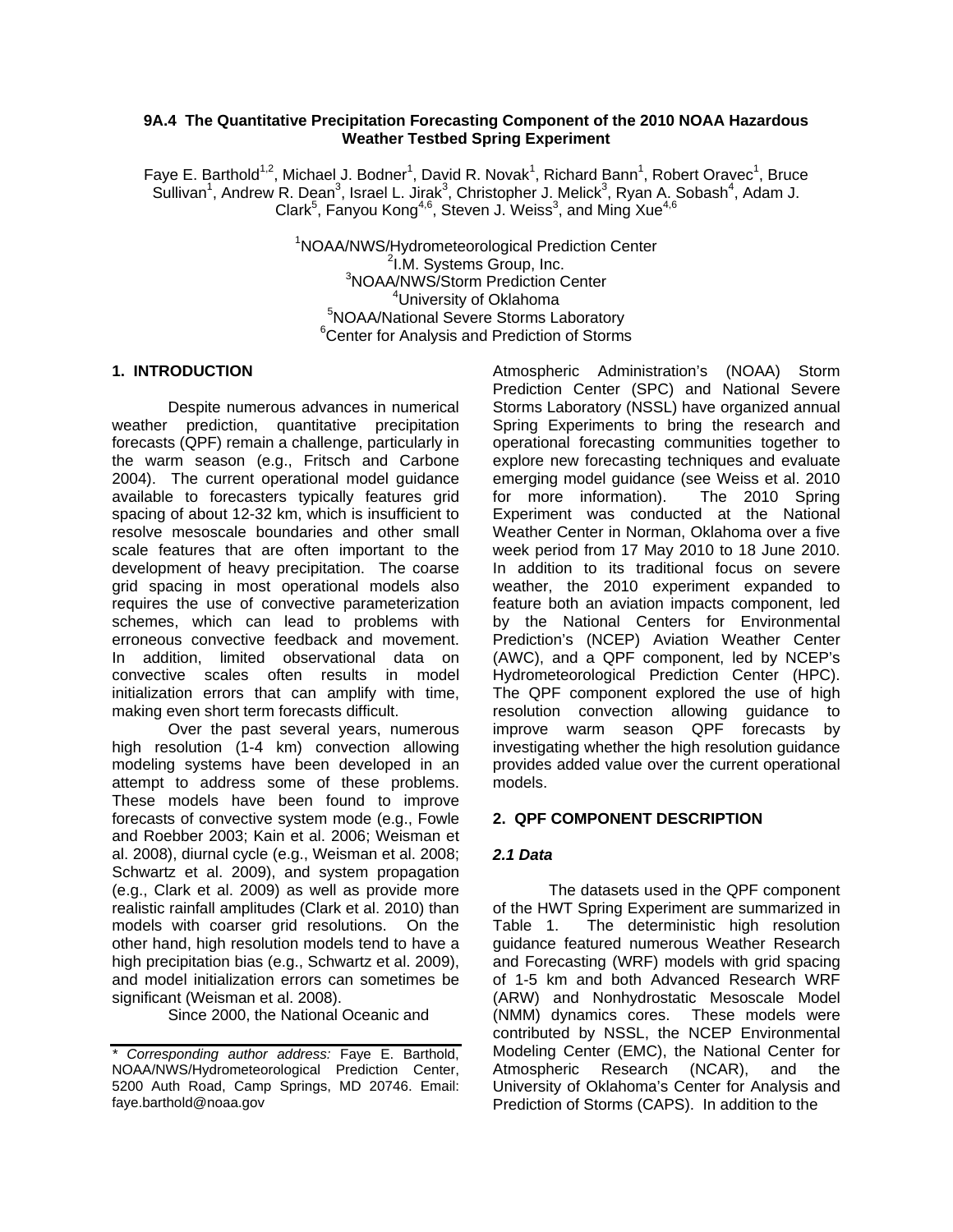# 9A.4 The Quantitative Precipitation Forecasting Component of the 2010 NOAA Hazardous Weather Testbed Spring Experiment

Faye E. Barthold[1,2], Michael J. Bodner[1], David R. Novak[1], Richard Bann[1], Robert Oravec[1], Bruce Sullivan[1], Andrew R. Dean[3], Israel L. Jirak[3], Christopher J. Melick[3], Ryan A. Sobash[4], Adam J. Clark[5], Fanyou Kong[4,6], Steven J. Weiss[3], and Ming Xue[4,6]

[1]NOAA/NWS/Hydrometeorological Prediction Center
[2]I.M. Systems Group, Inc.
[3]NOAA/NWS/Storm Prediction Center
[4]University of Oklahoma
[5]NOAA/National Severe Storms Laboratory
[6]Center for Analysis and Prediction of Storms

## 1. INTRODUCTION

Despite numerous advances in numerical weather prediction, quantitative precipitation forecasts (QPF) remain a challenge, particularly in the warm season (e.g., Fritsch and Carbone 2004). The current operational model guidance available to forecasters typically features grid spacing of about 12-32 km, which is insufficient to resolve mesoscale boundaries and other small scale features that are often important to the development of heavy precipitation. The coarse grid spacing in most operational models also requires the use of convective parameterization schemes, which can lead to problems with erroneous convective feedback and movement. In addition, limited observational data on convective scales often results in model initialization errors that can amplify with time, making even short term forecasts difficult.

Over the past several years, numerous high resolution (1-4 km) convection allowing modeling systems have been developed in an attempt to address some of these problems. These models have been found to improve forecasts of convective system mode (e.g., Fowle and Roebber 2003; Kain et al. 2006; Weisman et al. 2008), diurnal cycle (e.g., Weisman et al. 2008; Schwartz et al. 2009), and system propagation (e.g., Clark et al. 2009) as well as provide more realistic rainfall amplitudes (Clark et al. 2010) than models with coarser grid resolutions. On the other hand, high resolution models tend to have a high precipitation bias (e.g., Schwartz et al. 2009), and model initialization errors can sometimes be significant (Weisman et al. 2008).

Since 2000, the National Oceanic and Atmospheric Administration's (NOAA) Storm Prediction Center (SPC) and National Severe Storms Laboratory (NSSL) have organized annual Spring Experiments to bring the research and operational forecasting communities together to explore new forecasting techniques and evaluate emerging model guidance (see Weiss et al. 2010 for more information). The 2010 Spring Experiment was conducted at the National Weather Center in Norman, Oklahoma over a five week period from 17 May 2010 to 18 June 2010. In addition to its traditional focus on severe weather, the 2010 experiment expanded to feature both an aviation impacts component, led by the National Centers for Environmental Prediction's (NCEP) Aviation Weather Center (AWC), and a QPF component, led by NCEP's Hydrometeorological Prediction Center (HPC). The QPF component explored the use of high resolution convection allowing guidance to improve warm season QPF forecasts by investigating whether the high resolution guidance provides added value over the current operational models.

## 2. QPF COMPONENT DESCRIPTION

### *2.1 Data*

The datasets used in the QPF component of the HWT Spring Experiment are summarized in Table 1. The deterministic high resolution guidance featured numerous Weather Research and Forecasting (WRF) models with grid spacing of 1-5 km and both Advanced Research WRF (ARW) and Nonhydrostatic Mesoscale Model (NMM) dynamics cores. These models were contributed by NSSL, the NCEP Environmental Modeling Center (EMC), the National Center for Atmospheric Research (NCAR), and the University of Oklahoma's Center for Analysis and Prediction of Storms (CAPS). In addition to the

---

\* *Corresponding author address:* Faye E. Barthold, NOAA/NWS/Hydrometeorological Prediction Center, 5200 Auth Road, Camp Springs, MD 20746. Email: faye.barthold@noaa.gov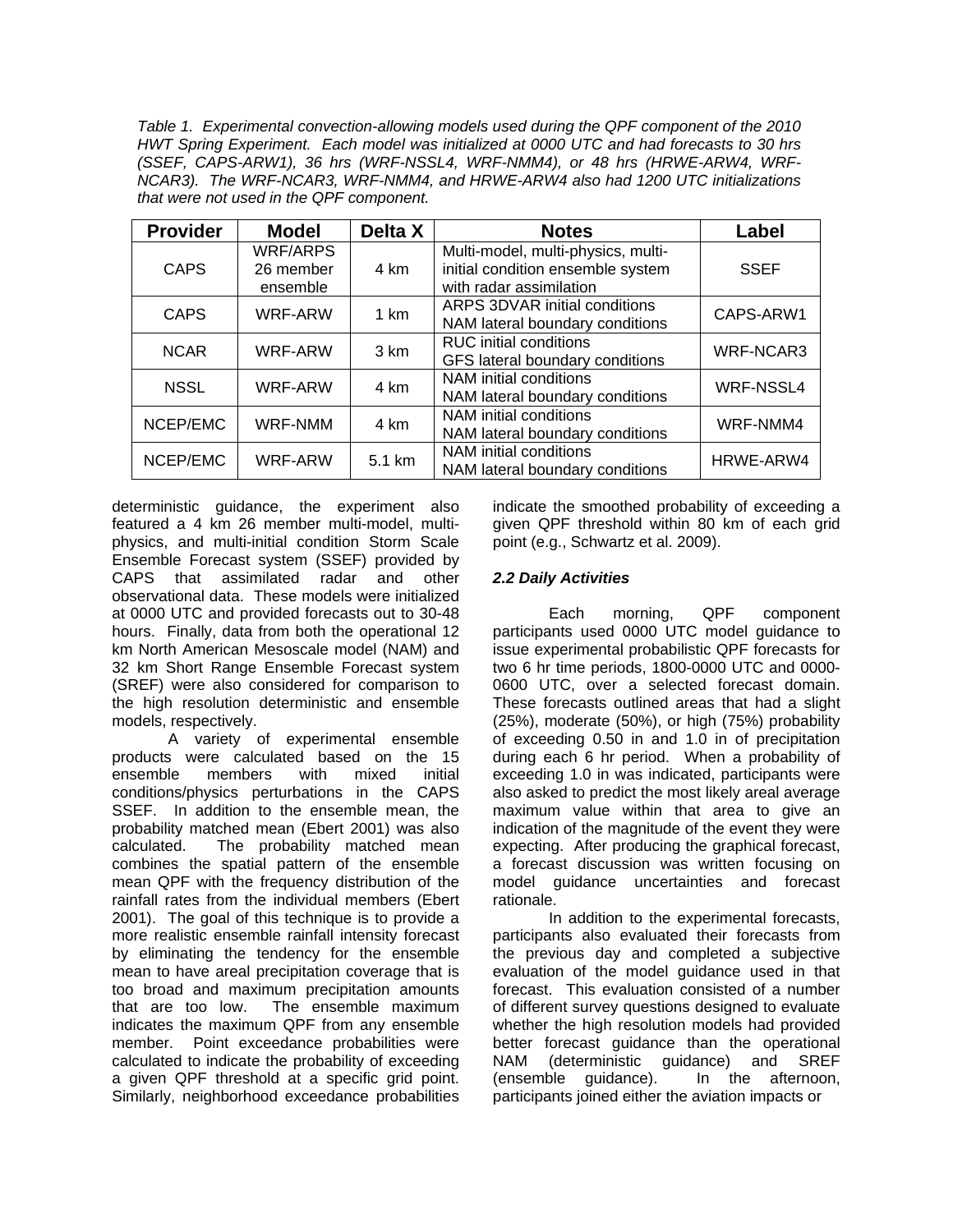*Table 1. Experimental convection-allowing models used during the QPF component of the 2010 HWT Spring Experiment. Each model was initialized at 0000 UTC and had forecasts to 30 hrs (SSEF, CAPS-ARW1), 36 hrs (WRF-NSSL4, WRF-NMM4), or 48 hrs (HRWE-ARW4, WRF-NCAR3). The WRF-NCAR3, WRF-NMM4, and HRWE-ARW4 also had 1200 UTC initializations that were not used in the QPF component.*

| Provider | Model | Delta X | Notes | Label |
|---|---|---|---|---|
| CAPS | WRF/ARPS 26 member ensemble | 4 km | Multi-model, multi-physics, multi-initial condition ensemble system with radar assimilation | SSEF |
| CAPS | WRF-ARW | 1 km | ARPS 3DVAR initial conditions NAM lateral boundary conditions | CAPS-ARW1 |
| NCAR | WRF-ARW | 3 km | RUC initial conditions GFS lateral boundary conditions | WRF-NCAR3 |
| NSSL | WRF-ARW | 4 km | NAM initial conditions NAM lateral boundary conditions | WRF-NSSL4 |
| NCEP/EMC | WRF-NMM | 4 km | NAM initial conditions NAM lateral boundary conditions | WRF-NMM4 |
| NCEP/EMC | WRF-ARW | 5.1 km | NAM initial conditions NAM lateral boundary conditions | HRWE-ARW4 |

deterministic guidance, the experiment also featured a 4 km 26 member multi-model, multi-physics, and multi-initial condition Storm Scale Ensemble Forecast system (SSEF) provided by CAPS that assimilated radar and other observational data. These models were initialized at 0000 UTC and provided forecasts out to 30-48 hours. Finally, data from both the operational 12 km North American Mesoscale model (NAM) and 32 km Short Range Ensemble Forecast system (SREF) were also considered for comparison to the high resolution deterministic and ensemble models, respectively.

A variety of experimental ensemble products were calculated based on the 15 ensemble members with mixed initial conditions/physics perturbations in the CAPS SSEF. In addition to the ensemble mean, the probability matched mean (Ebert 2001) was also calculated. The probability matched mean combines the spatial pattern of the ensemble mean QPF with the frequency distribution of the rainfall rates from the individual members (Ebert 2001). The goal of this technique is to provide a more realistic ensemble rainfall intensity forecast by eliminating the tendency for the ensemble mean to have areal precipitation coverage that is too broad and maximum precipitation amounts that are too low. The ensemble maximum indicates the maximum QPF from any ensemble member. Point exceedance probabilities were calculated to indicate the probability of exceeding a given QPF threshold at a specific grid point. Similarly, neighborhood exceedance probabilities indicate the smoothed probability of exceeding a given QPF threshold within 80 km of each grid point (e.g., Schwartz et al. 2009).

### *2.2 Daily Activities*

Each morning, QPF component participants used 0000 UTC model guidance to issue experimental probabilistic QPF forecasts for two 6 hr time periods, 1800-0000 UTC and 0000-0600 UTC, over a selected forecast domain. These forecasts outlined areas that had a slight (25%), moderate (50%), or high (75%) probability of exceeding 0.50 in and 1.0 in of precipitation during each 6 hr period. When a probability of exceeding 1.0 in was indicated, participants were also asked to predict the most likely areal average maximum value within that area to give an indication of the magnitude of the event they were expecting. After producing the graphical forecast, a forecast discussion was written focusing on model guidance uncertainties and forecast rationale.

In addition to the experimental forecasts, participants also evaluated their forecasts from the previous day and completed a subjective evaluation of the model guidance used in that forecast. This evaluation consisted of a number of different survey questions designed to evaluate whether the high resolution models had provided better forecast guidance than the operational NAM (deterministic guidance) and SREF (ensemble guidance). In the afternoon, participants joined either the aviation impacts or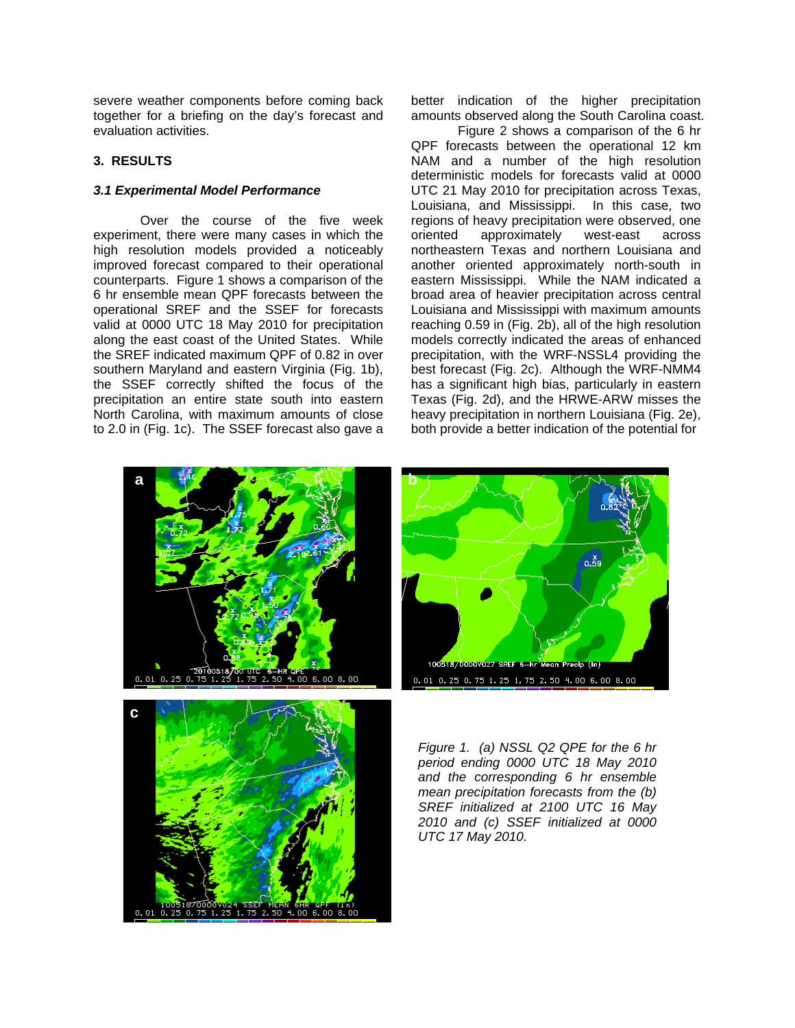severe weather components before coming back together for a briefing on the day's forecast and evaluation activities.

## 3. RESULTS

### *3.1 Experimental Model Performance*

Over the course of the five week experiment, there were many cases in which the high resolution models provided a noticeably improved forecast compared to their operational counterparts. Figure 1 shows a comparison of the 6 hr ensemble mean QPF forecasts between the operational SREF and the SSEF for forecasts valid at 0000 UTC 18 May 2010 for precipitation along the east coast of the United States. While the SREF indicated maximum QPF of 0.82 in over southern Maryland and eastern Virginia (Fig. 1b), the SSEF correctly shifted the focus of the precipitation an entire state south into eastern North Carolina, with maximum amounts of close to 2.0 in (Fig. 1c). The SSEF forecast also gave a better indication of the higher precipitation amounts observed along the South Carolina coast.

Figure 2 shows a comparison of the 6 hr QPF forecasts between the operational 12 km NAM and a number of the high resolution deterministic models for forecasts valid at 0000 UTC 21 May 2010 for precipitation across Texas, Louisiana, and Mississippi. In this case, two regions of heavy precipitation were observed, one oriented approximately west-east across northeastern Texas and northern Louisiana and another oriented approximately north-south in eastern Mississippi. While the NAM indicated a broad area of heavier precipitation across central Louisiana and Mississippi with maximum amounts reaching 0.59 in (Fig. 2b), all of the high resolution models correctly indicated the areas of enhanced precipitation, with the WRF-NSSL4 providing the best forecast (Fig. 2c). Although the WRF-NMM4 has a significant high bias, particularly in eastern Texas (Fig. 2d), and the HRWE-ARW misses the heavy precipitation in northern Louisiana (Fig. 2e), both provide a better indication of the potential for

*Figure 1. (a) NSSL Q2 QPE for the 6 hr period ending 0000 UTC 18 May 2010 and the corresponding 6 hr ensemble mean precipitation forecasts from the (b) SREF initialized at 2100 UTC 16 May 2010 and (c) SSEF initialized at 0000 UTC 17 May 2010.*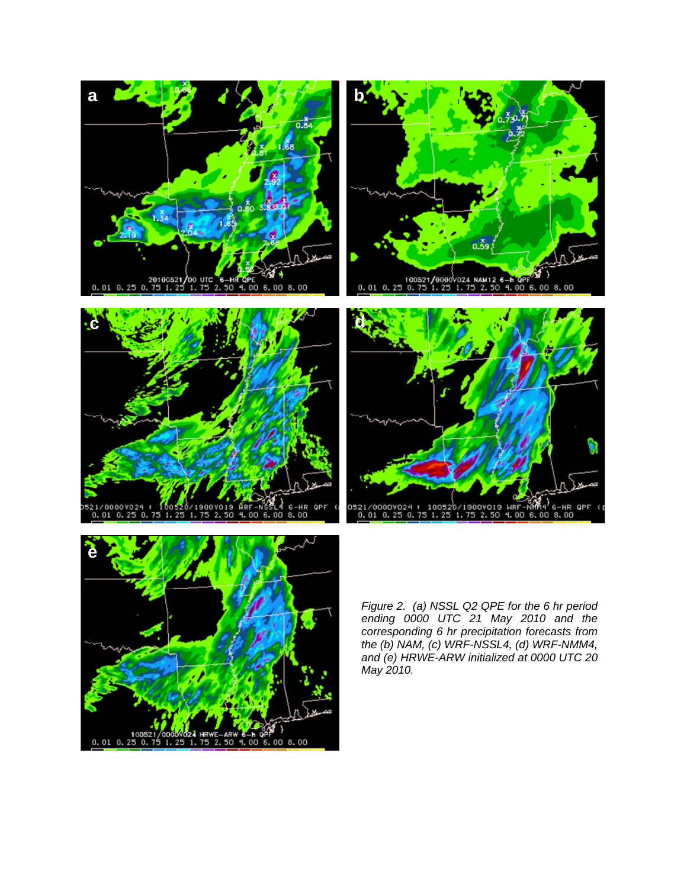*Figure 2. (a) NSSL Q2 QPE for the 6 hr period ending 0000 UTC 21 May 2010 and the corresponding 6 hr precipitation forecasts from the (b) NAM, (c) WRF-NSSL4, (d) WRF-NMM4, and (e) HRWE-ARW initialized at 0000 UTC 20 May 2010.*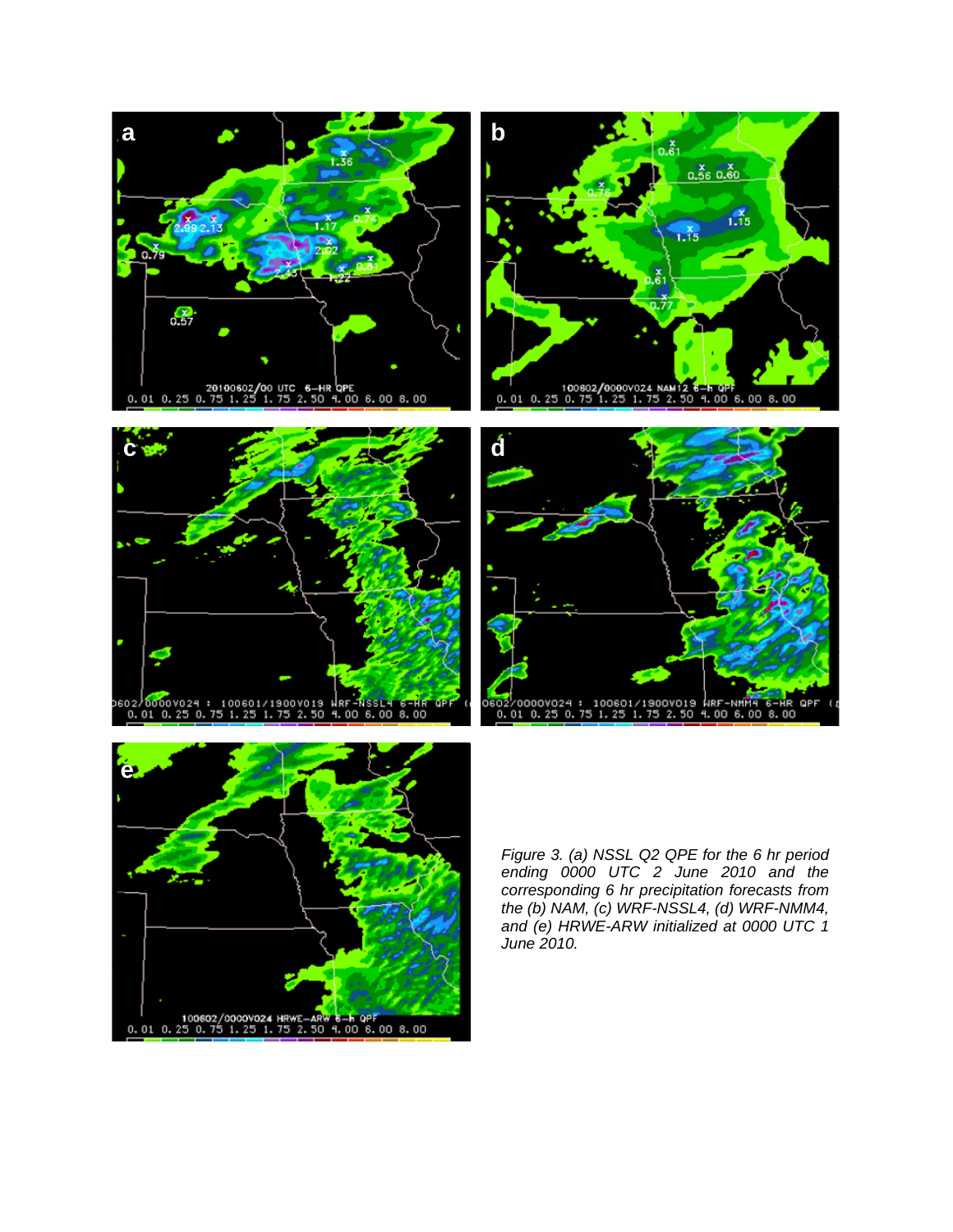*Figure 3. (a) NSSL Q2 QPE for the 6 hr period ending 0000 UTC 2 June 2010 and the corresponding 6 hr precipitation forecasts from the (b) NAM, (c) WRF-NSSL4, (d) WRF-NMM4, and (e) HRWE-ARW initialized at 0000 UTC 1 June 2010.*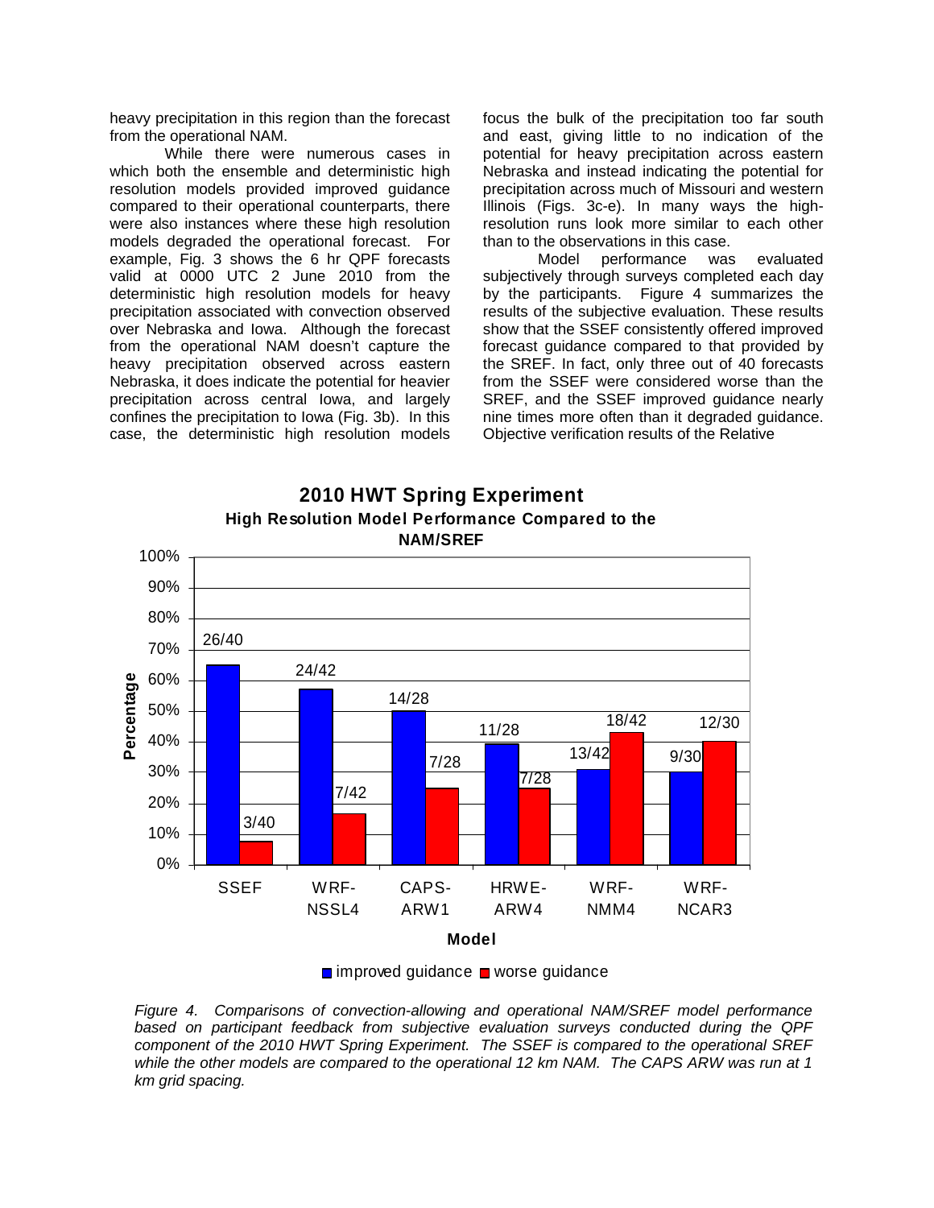heavy precipitation in this region than the forecast from the operational NAM.

While there were numerous cases in which both the ensemble and deterministic high resolution models provided improved guidance compared to their operational counterparts, there were also instances where these high resolution models degraded the operational forecast. For example, Fig. 3 shows the 6 hr QPF forecasts valid at 0000 UTC 2 June 2010 from the deterministic high resolution models for heavy precipitation associated with convection observed over Nebraska and Iowa. Although the forecast from the operational NAM doesn't capture the heavy precipitation observed across eastern Nebraska, it does indicate the potential for heavier precipitation across central Iowa, and largely confines the precipitation to Iowa (Fig. 3b). In this case, the deterministic high resolution models focus the bulk of the precipitation too far south and east, giving little to no indication of the potential for heavy precipitation across eastern Nebraska and instead indicating the potential for precipitation across much of Missouri and western Illinois (Figs. 3c-e). In many ways the high-resolution runs look more similar to each other than to the observations in this case.

Model performance was evaluated subjectively through surveys completed each day by the participants. Figure 4 summarizes the results of the subjective evaluation. These results show that the SSEF consistently offered improved forecast guidance compared to that provided by the SREF. In fact, only three out of 40 forecasts from the SSEF were considered worse than the SREF, and the SSEF improved guidance nearly nine times more often than it degraded guidance. Objective verification results of the Relative

**2010 HWT Spring Experiment**
**High Resolution Model Performance Compared to the NAM/SREF**

| Model | improved guidance | worse guidance |
| --- | --- | --- |
| SSEF | 26/40 | 3/40 |
| WRF-NSSL4 | 24/42 | 7/42 |
| CAPS-ARW1 | 14/28 | 7/28 |
| HRWE-ARW4 | 11/28 | 7/28 |
| WRF-NMM4 | 13/42 | 18/42 |
| WRF-NCAR3 | 9/30 | 12/30 |

*Figure 4. Comparisons of convection-allowing and operational NAM/SREF model performance based on participant feedback from subjective evaluation surveys conducted during the QPF component of the 2010 HWT Spring Experiment. The SSEF is compared to the operational SREF while the other models are compared to the operational 12 km NAM. The CAPS ARW was run at 1 km grid spacing.*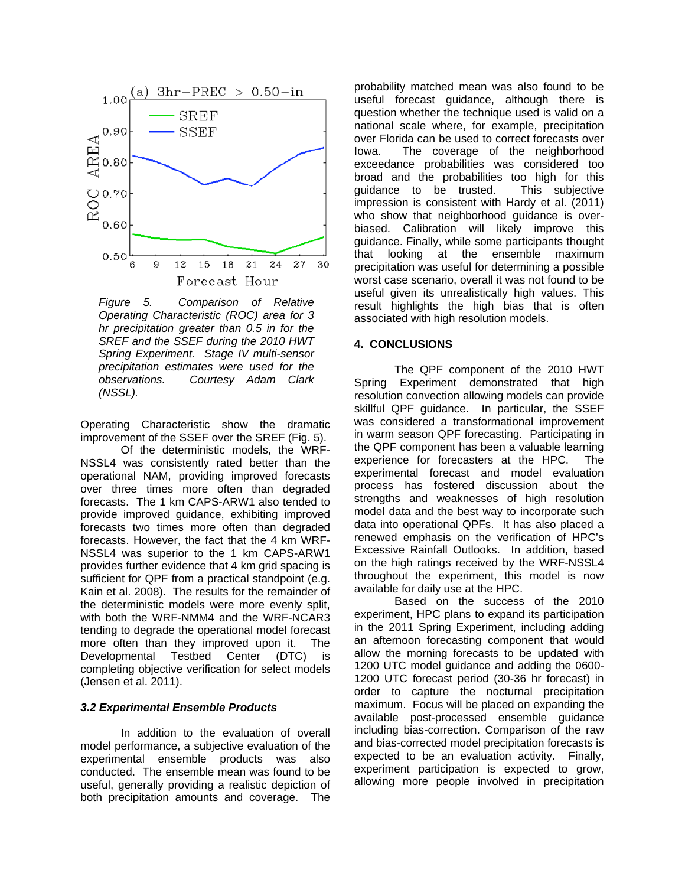Figure 5. Comparison of Relative Operating Characteristic (ROC) area for 3 hr precipitation greater than 0.5 in for the SREF and the SSEF during the 2010 HWT Spring Experiment. Stage IV multi-sensor precipitation estimates were used for the observations. Courtesy Adam Clark (NSSL).

Operating Characteristic show the dramatic improvement of the SSEF over the SREF (Fig. 5).

Of the deterministic models, the WRF-NSSL4 was consistently rated better than the operational NAM, providing improved forecasts over three times more often than degraded forecasts. The 1 km CAPS-ARW1 also tended to provide improved guidance, exhibiting improved forecasts two times more often than degraded forecasts. However, the fact that the 4 km WRF-NSSL4 was superior to the 1 km CAPS-ARW1 provides further evidence that 4 km grid spacing is sufficient for QPF from a practical standpoint (e.g. Kain et al. 2008). The results for the remainder of the deterministic models were more evenly split, with both the WRF-NMM4 and the WRF-NCAR3 tending to degrade the operational model forecast more often than they improved upon it. The Developmental Testbed Center (DTC) is completing objective verification for select models (Jensen et al. 2011).

### *3.2 Experimental Ensemble Products*

In addition to the evaluation of overall model performance, a subjective evaluation of the experimental ensemble products was also conducted. The ensemble mean was found to be useful, generally providing a realistic depiction of both precipitation amounts and coverage. The probability matched mean was also found to be useful forecast guidance, although there is question whether the technique used is valid on a national scale where, for example, precipitation over Florida can be used to correct forecasts over Iowa. The coverage of the neighborhood exceedance probabilities was considered too broad and the probabilities too high for this guidance to be trusted. This subjective impression is consistent with Hardy et al. (2011) who show that neighborhood guidance is over-biased. Calibration will likely improve this guidance. Finally, while some participants thought that looking at the ensemble maximum precipitation was useful for determining a possible worst case scenario, overall it was not found to be useful given its unrealistically high values. This result highlights the high bias that is often associated with high resolution models.

## 4. CONCLUSIONS

The QPF component of the 2010 HWT Spring Experiment demonstrated that high resolution convection allowing models can provide skillful QPF guidance. In particular, the SSEF was considered a transformational improvement in warm season QPF forecasting. Participating in the QPF component has been a valuable learning experience for forecasters at the HPC. The experimental forecast and model evaluation process has fostered discussion about the strengths and weaknesses of high resolution model data and the best way to incorporate such data into operational QPFs. It has also placed a renewed emphasis on the verification of HPC's Excessive Rainfall Outlooks. In addition, based on the high ratings received by the WRF-NSSL4 throughout the experiment, this model is now available for daily use at the HPC.

Based on the success of the 2010 experiment, HPC plans to expand its participation in the 2011 Spring Experiment, including adding an afternoon forecasting component that would allow the morning forecasts to be updated with 1200 UTC model guidance and adding the 0600-1200 UTC forecast period (30-36 hr forecast) in order to capture the nocturnal precipitation maximum. Focus will be placed on expanding the available post-processed ensemble guidance including bias-correction. Comparison of the raw and bias-corrected model precipitation forecasts is expected to be an evaluation activity. Finally, experiment participation is expected to grow, allowing more people involved in precipitation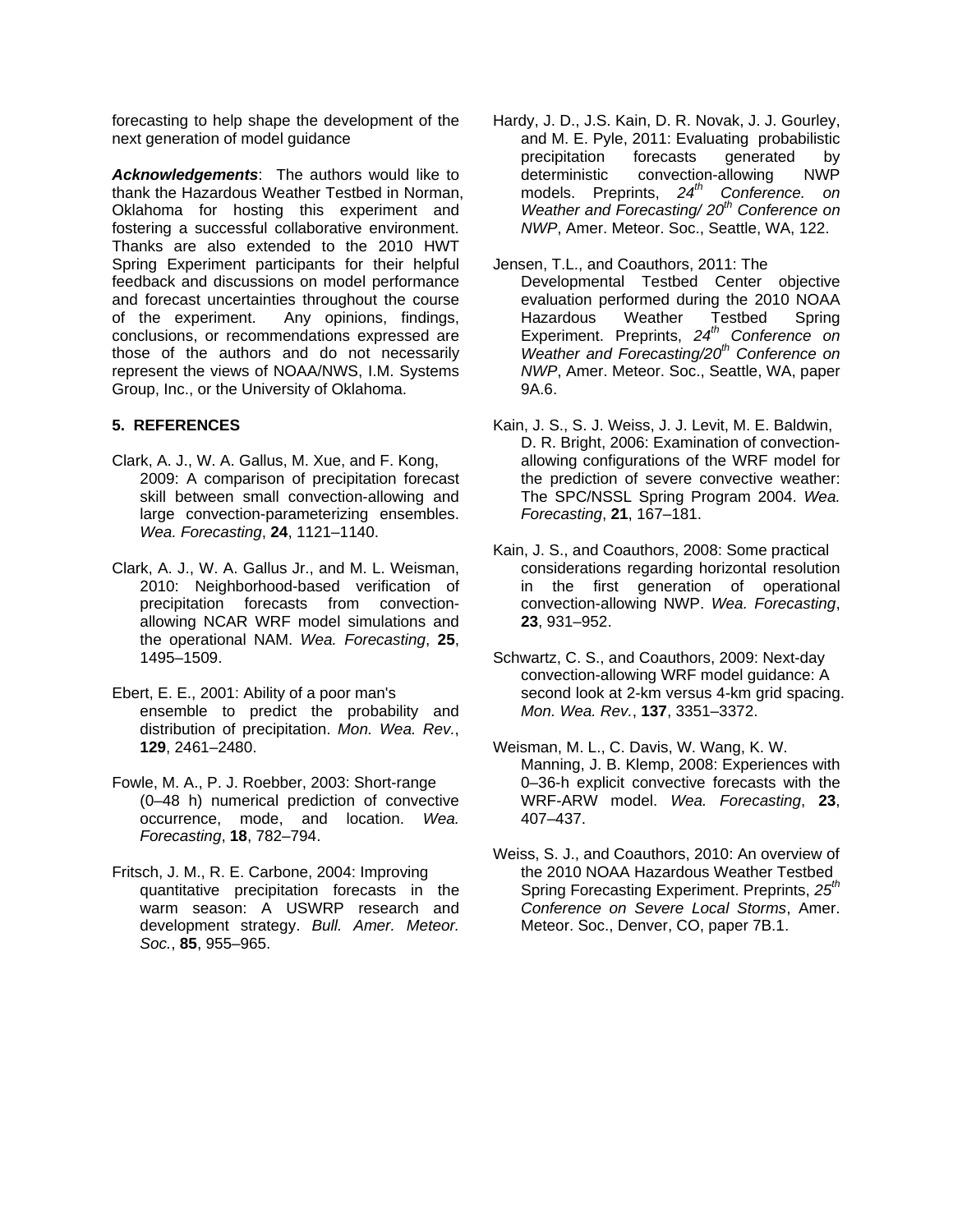forecasting to help shape the development of the next generation of model guidance

***Acknowledgements***: The authors would like to thank the Hazardous Weather Testbed in Norman, Oklahoma for hosting this experiment and fostering a successful collaborative environment. Thanks are also extended to the 2010 HWT Spring Experiment participants for their helpful feedback and discussions on model performance and forecast uncertainties throughout the course of the experiment. Any opinions, findings, conclusions, or recommendations expressed are those of the authors and do not necessarily represent the views of NOAA/NWS, I.M. Systems Group, Inc., or the University of Oklahoma.

## 5. REFERENCES

Clark, A. J., W. A. Gallus, M. Xue, and F. Kong, 2009: A comparison of precipitation forecast skill between small convection-allowing and large convection-parameterizing ensembles. *Wea. Forecasting*, **24**, 1121–1140.

Clark, A. J., W. A. Gallus Jr., and M. L. Weisman, 2010: Neighborhood-based verification of precipitation forecasts from convection-allowing NCAR WRF model simulations and the operational NAM. *Wea. Forecasting*, **25**, 1495–1509.

Ebert, E. E., 2001: Ability of a poor man's ensemble to predict the probability and distribution of precipitation. *Mon. Wea. Rev.*, **129**, 2461–2480.

Fowle, M. A., P. J. Roebber, 2003: Short-range (0–48 h) numerical prediction of convective occurrence, mode, and location. *Wea. Forecasting*, **18**, 782–794.

Fritsch, J. M., R. E. Carbone, 2004: Improving quantitative precipitation forecasts in the warm season: A USWRP research and development strategy. *Bull. Amer. Meteor. Soc.*, **85**, 955–965.

Hardy, J. D., J.S. Kain, D. R. Novak, J. J. Gourley, and M. E. Pyle, 2011: Evaluating probabilistic precipitation forecasts generated by deterministic convection-allowing NWP models. Preprints, *24th Conference. on Weather and Forecasting/ 20th Conference on NWP*, Amer. Meteor. Soc., Seattle, WA, 122.

Jensen, T.L., and Coauthors, 2011: The Developmental Testbed Center objective evaluation performed during the 2010 NOAA Hazardous Weather Testbed Spring Experiment. Preprints, *24th Conference on Weather and Forecasting/20th Conference on NWP*, Amer. Meteor. Soc., Seattle, WA, paper 9A.6.

Kain, J. S., S. J. Weiss, J. J. Levit, M. E. Baldwin, D. R. Bright, 2006: Examination of convection-allowing configurations of the WRF model for the prediction of severe convective weather: The SPC/NSSL Spring Program 2004. *Wea. Forecasting*, **21**, 167–181.

Kain, J. S., and Coauthors, 2008: Some practical considerations regarding horizontal resolution in the first generation of operational convection-allowing NWP. *Wea. Forecasting*, **23**, 931–952.

Schwartz, C. S., and Coauthors, 2009: Next-day convection-allowing WRF model guidance: A second look at 2-km versus 4-km grid spacing. *Mon. Wea. Rev.*, **137**, 3351–3372.

Weisman, M. L., C. Davis, W. Wang, K. W. Manning, J. B. Klemp, 2008: Experiences with 0–36-h explicit convective forecasts with the WRF-ARW model. *Wea. Forecasting*, **23**, 407–437.

Weiss, S. J., and Coauthors, 2010: An overview of the 2010 NOAA Hazardous Weather Testbed Spring Forecasting Experiment. Preprints, *25th Conference on Severe Local Storms*, Amer. Meteor. Soc., Denver, CO, paper 7B.1.